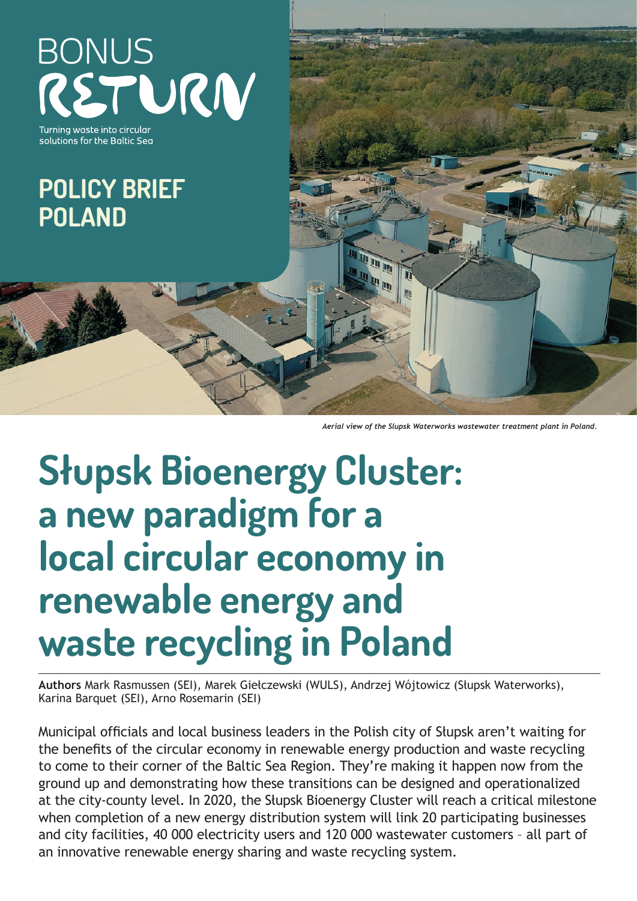BONUS RETURN

Turning waste into circular solutions for the Baltic Sea

POLICY BRIEF POLAND

*Aerial view of the Slupsk Waterworks wastewater treatment plant in Poland.*

# Słupsk Bioenergy Cluster: a new paradigm for a local circular economy in renewable energy and waste recycling in Poland

**Authors** Mark Rasmussen (SEI), Marek Giełczewski (WULS), Andrzej Wójtowicz (Słupsk Waterworks), Karina Barquet (SEI), Arno Rosemarin (SEI)

Municipal officials and local business leaders in the Polish city of Słupsk aren't waiting for the benefits of the circular economy in renewable energy production and waste recycling to come to their corner of the Baltic Sea Region. They're making it happen now from the ground up and demonstrating how these transitions can be designed and operationalized at the city-county level. In 2020, the Słupsk Bioenergy Cluster will reach a critical milestone when completion of a new energy distribution system will link 20 participating businesses and city facilities, 40 000 electricity users and 120 000 wastewater customers – all part of an innovative renewable energy sharing and waste recycling system.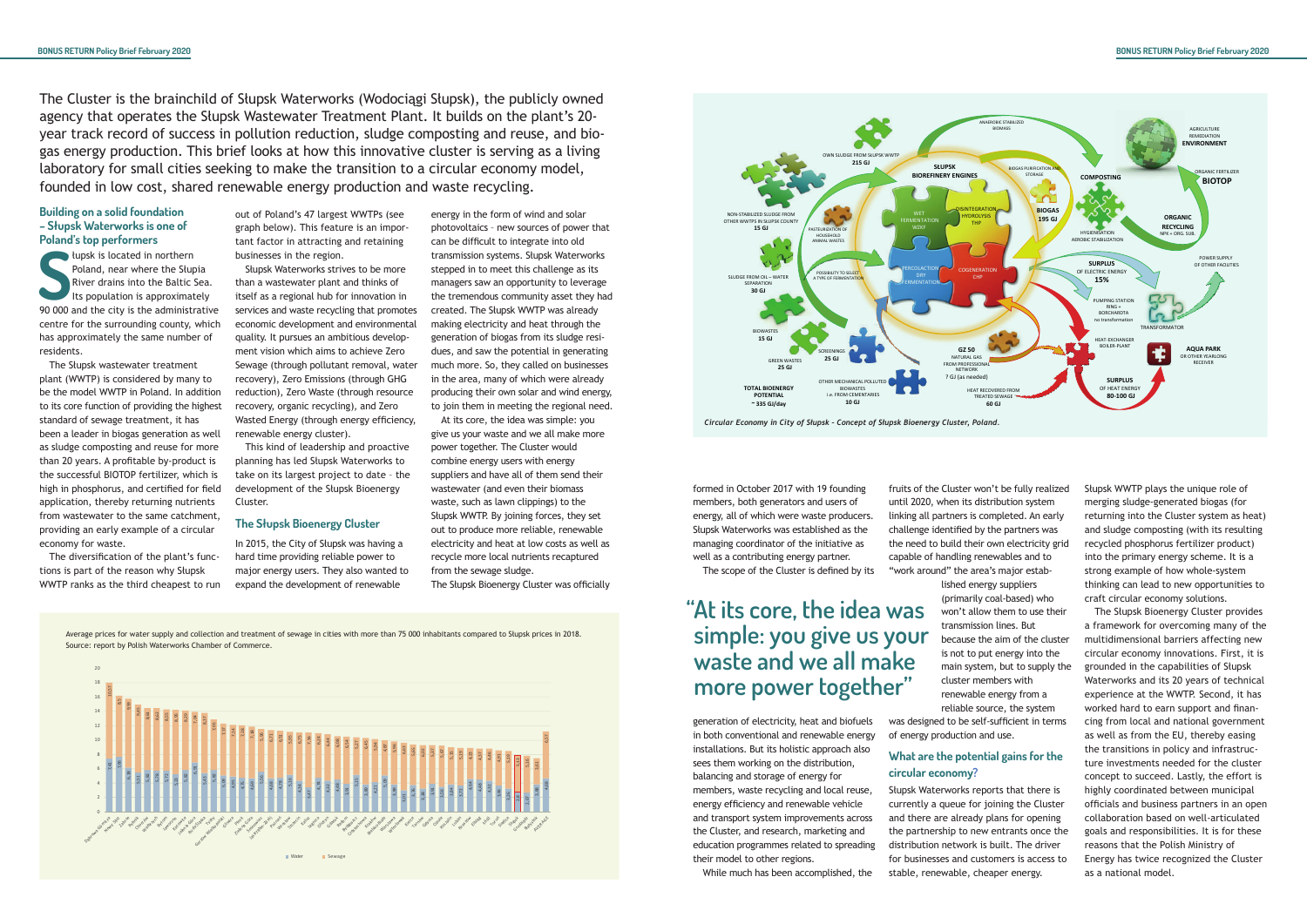The Cluster is the brainchild of Słupsk Waterworks (Wodociągi Słupsk), the publicly owned agency that operates the Słupsk Wastewater Treatment Plant. It builds on the plant's 20-year track record of success in pollution reduction, sludge composting and reuse, and biogas energy production. This brief looks at how this innovative cluster is serving as a living laboratory for small cities seeking to make the transition to a circular economy model, founded in low cost, shared renewable energy production and waste recycling.

## Building on a solid foundation – Słupsk Waterworks is one of Poland's top performers

Słupsk is located in northern Poland, near where the Slupia River drains into the Baltic Sea. Its population is approximately 90 000 and the city is the administrative centre for the surrounding county, which has approximately the same number of residents.

The Slupsk wastewater treatment plant (WWTP) is considered by many to be the model WWTP in Poland. In addition to its core function of providing the highest standard of sewage treatment, it has been a leader in biogas generation as well as sludge composting and reuse for more than 20 years. A profitable by-product is the successful BIOTOP fertilizer, which is high in phosphorus, and certified for field application, thereby returning nutrients from wastewater to the same catchment, providing an early example of a circular economy for waste.

The diversification of the plant's functions is part of the reason why Slupsk WWTP ranks as the third cheapest to run out of Poland's 47 largest WWTPs (see graph below). This feature is an important factor in attracting and retaining businesses in the region.

Slupsk Waterworks strives to be more than a wastewater plant and thinks of itself as a regional hub for innovation in services and waste recycling that promotes economic development and environmental quality. It pursues an ambitious development vision which aims to achieve Zero Sewage (through pollutant removal, water recovery), Zero Emissions (through GHG reduction), Zero Waste (through resource recovery, organic recycling), and Zero Wasted Energy (through energy efficiency, renewable energy cluster).

This kind of leadership and proactive planning has led Slupsk Waterworks to take on its largest project to date – the development of the Slupsk Bioenergy Cluster.

## The Słupsk Bioenergy Cluster

In 2015, the City of Slupsk was having a hard time providing reliable power to major energy users. They also wanted to expand the development of renewable energy in the form of wind and solar photovoltaics – new sources of power that can be difficult to integrate into old transmission systems. Slupsk Waterworks stepped in to meet this challenge as its managers saw an opportunity to leverage the tremendous community asset they had created. The Slupsk WWTP was already making electricity and heat through the generation of biogas from its sludge residues, and saw the potential in generating much more. So, they called on businesses in the area, many of which were already producing their own solar and wind energy, to join them in meeting the regional need.

At its core, the idea was simple: you give us your waste and we all make more power together. The Cluster would combine energy users with energy suppliers and have all of them send their wastewater (and even their biomass waste, such as lawn clippings) to the Slupsk WWTP. By joining forces, they set out to produce more reliable, renewable electricity and heat at low costs as well as recycle more local nutrients recaptured from the sewage sludge.

The Slupsk Bioenergy Cluster was officially formed in October 2017 with 19 founding members, both generators and users of energy, all of which were energy producers. Slupsk Waterworks was established as the managing coordinator of the initiative as well as a contributing energy partner.

The scope of the Cluster is defined by its generation of electricity, heat and biofuels in both conventional and renewable energy installations. But its holistic approach also sees them working on the distribution, balancing and storage of energy for members, waste recycling and local reuse, energy efficiency and renewable vehicle and transport system improvements across the Cluster, and research, marketing and education programmes related to spreading their model to other regions.

> **"At its core, the idea was simple: you give us your waste and we all make more power together"**

While much has been accomplished, the fruits of the Cluster won't be fully realized until 2020, when its distribution system linking all partners is completed. An early challenge identified by the partners was the need to build their own electricity grid capable of handling renewables and to "work around" the area's major established energy suppliers (primarily coal-based) who won't allow them to use their transmission lines. But because the aim of the cluster is not to put energy into the main system, but to supply the cluster members with renewable energy from a reliable source, the system was designed to be self-sufficient in terms of energy production and use.

## What are the potential gains for the circular economy?

Slupsk Waterworks reports that there is currently a queue for joining the Cluster and there are already plans for opening the partnership to new entrants once the distribution network is built. The driver for businesses and customers is access to stable, renewable, cheaper energy.

Slupsk WWTP plays the unique role of merging sludge-generated biogas (for returning into the Cluster system as heat) and sludge composting (with its resulting recycled phosphorus fertilizer product) into the primary energy scheme. It is a strong example of how whole-system thinking can lead to new opportunities to craft circular economy solutions.

The Slupsk Bioenergy Cluster provides a framework for overcoming many of the multidimensional barriers affecting new circular economy innovations. First, it is grounded in the capabilities of Slupsk Waterworks and its 20 years of technical experience at the WWTP. Second, it has worked hard to earn support and financing from local and national government as well as from the EU, thereby easing the transitions in policy and infrastructure investments needed for the cluster concept to succeed. Lastly, the effort is highly coordinated between municipal officials and business partners in an open collaboration based on well-articulated goals and responsibilities. It is for these reasons that the Polish Ministry of Energy has twice recognized the Cluster as a national model.

Average prices for water supply and collection and treatment of sewage in cities with more than 75 000 inhabitants compared to Słupsk prices in 2018. Source: report by Polish Waterworks Chamber of Commerce.

*Circular Economy in City of Słupsk – Concept of Słupsk Bioenergy Cluster, Poland.*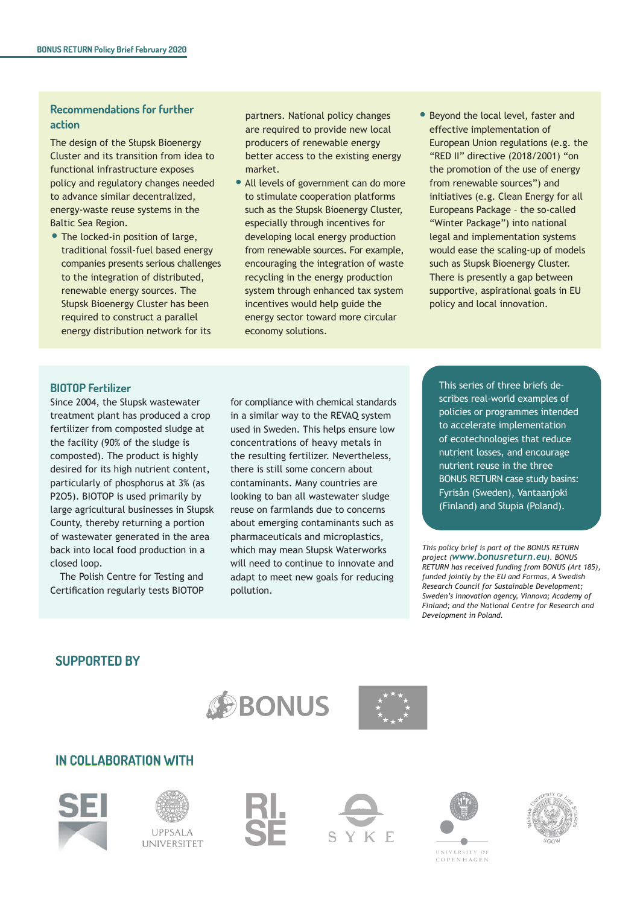## Recommendations for further action

The design of the Słupsk Bioenergy Cluster and its transition from idea to functional infrastructure exposes policy and regulatory changes needed to advance similar decentralized, energy-waste reuse systems in the Baltic Sea Region.

- The locked-in position of large, traditional fossil-fuel based energy companies presents serious challenges to the integration of distributed, renewable energy sources. The Słupsk Bioenergy Cluster has been required to construct a parallel energy distribution network for its partners. National policy changes are required to provide new local producers of renewable energy better access to the existing energy market.
- All levels of government can do more to stimulate cooperation platforms such as the Słupsk Bioenergy Cluster, especially through incentives for developing local energy production from renewable sources. For example, encouraging the integration of waste recycling in the energy production system through enhanced tax system incentives would help guide the energy sector toward more circular economy solutions.
- Beyond the local level, faster and effective implementation of European Union regulations (e.g. the "RED II" directive (2018/2001) "on the promotion of the use of energy from renewable sources") and initiatives (e.g. Clean Energy for all Europeans Package – the so-called "Winter Package") into national legal and implementation systems would ease the scaling-up of models such as Słupsk Bioenergy Cluster. There is presently a gap between supportive, aspirational goals in EU policy and local innovation.

## BIOTOP Fertilizer

Since 2004, the Słupsk wastewater treatment plant has produced a crop fertilizer from composted sludge at the facility (90% of the sludge is composted). The product is highly desired for its high nutrient content, particularly of phosphorus at 3% (as P2O5). BIOTOP is used primarily by large agricultural businesses in Słupsk County, thereby returning a portion of wastewater generated in the area back into local food production in a closed loop.

The Polish Centre for Testing and Certification regularly tests BIOTOP for compliance with chemical standards in a similar way to the REVAQ system used in Sweden. This helps ensure low concentrations of heavy metals in the resulting fertilizer. Nevertheless, there is still some concern about contaminants. Many countries are looking to ban all wastewater sludge reuse on farmlands due to concerns about emerging contaminants such as pharmaceuticals and microplastics, which may mean Słupsk Waterworks will need to continue to innovate and adapt to meet new goals for reducing pollution.

This series of three briefs describes real-world examples of policies or programmes intended to accelerate implementation of ecotechnologies that reduce nutrient losses, and encourage nutrient reuse in the three BONUS RETURN case study basins: Fyrisån (Sweden), Vantaanjoki (Finland) and Słupia (Poland).

*This policy brief is part of the BONUS RETURN project (**www.bonusreturn.eu**). BONUS RETURN has received funding from BONUS (Art 185), funded jointly by the EU and Formas, A Swedish Research Council for Sustainable Development; Sweden's innovation agency, Vinnova; Academy of Finland; and the National Centre for Research and Development in Poland.*

## SUPPORTED BY

BONUS

## IN COLLABORATION WITH

SEI

UPPSALA UNIVERSITET

RI.SE

SYKE

UNIVERSITY OF COPENHAGEN

Warsaw University of Life Sciences SGGW